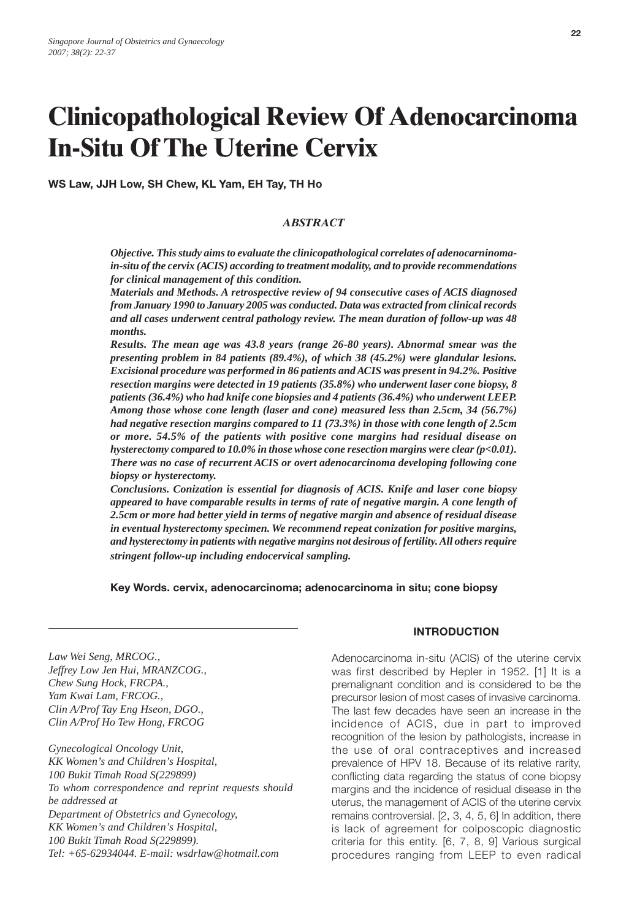// Singapore Journal of Obstetrics and Gynaecology
// 2007; 38(2): 22-37

# Clinicopathological Review Of Adenocarcinoma In-Situ Of The Uterine Cervix

**WS Law, JJH Low, SH Chew, KL Yam, EH Tay, TH Ho**

## *ABSTRACT*

***Objective. This study aims to evaluate the clinicopathological correlates of adenocarninoma-in-situ of the cervix (ACIS) according to treatment modality, and to provide recommendations for clinical management of this condition.***

***Materials and Methods. A retrospective review of 94 consecutive cases of ACIS diagnosed from January 1990 to January 2005 was conducted. Data was extracted from clinical records and all cases underwent central pathology review. The mean duration of follow-up was 48 months.***

***Results. The mean age was 43.8 years (range 26-80 years). Abnormal smear was the presenting problem in 84 patients (89.4%), of which 38 (45.2%) were glandular lesions. Excisional procedure was performed in 86 patients and ACIS was present in 94.2%. Positive resection margins were detected in 19 patients (35.8%) who underwent laser cone biopsy, 8 patients (36.4%) who had knife cone biopsies and 4 patients (36.4%) who underwent LEEP. Among those whose cone length (laser and cone) measured less than 2.5cm, 34 (56.7%) had negative resection margins compared to 11 (73.3%) in those with cone length of 2.5cm or more. 54.5% of the patients with positive cone margins had residual disease on hysterectomy compared to 10.0% in those whose cone resection margins were clear ($p<0.01$). There was no case of recurrent ACIS or overt adenocarcinoma developing following cone biopsy or hysterectomy.***

***Conclusions. Conization is essential for diagnosis of ACIS. Knife and laser cone biopsy appeared to have comparable results in terms of rate of negative margin. A cone length of 2.5cm or more had better yield in terms of negative margin and absence of residual disease in eventual hysterectomy specimen. We recommend repeat conization for positive margins, and hysterectomy in patients with negative margins not desirous of fertility. All others require stringent follow-up including endocervical sampling.***

**Key Words. cervix, adenocarcinoma; adenocarcinoma in situ; cone biopsy**

*Law Wei Seng, MRCOG.,*
*Jeffrey Low Jen Hui, MRANZCOG.,*
*Chew Sung Hock, FRCPA.,*
*Yam Kwai Lam, FRCOG.,*
*Clin A/Prof Tay Eng Hseon, DGO.,*
*Clin A/Prof Ho Tew Hong, FRCOG*

*Gynecological Oncology Unit,*
*KK Women's and Children's Hospital,*
*100 Bukit Timah Road S(229899)*
*To whom correspondence and reprint requests should be addressed at*
*Department of Obstetrics and Gynecology,*
*KK Women's and Children's Hospital,*
*100 Bukit Timah Road S(229899).*
*Tel: +65-62934044. E-mail: wsdrlaw@hotmail.com*

## INTRODUCTION

Adenocarcinoma in-situ (ACIS) of the uterine cervix was first described by Hepler in 1952. [1] It is a premalignant condition and is considered to be the precursor lesion of most cases of invasive carcinoma. The last few decades have seen an increase in the incidence of ACIS, due in part to improved recognition of the lesion by pathologists, increase in the use of oral contraceptives and increased prevalence of HPV 18. Because of its relative rarity, conflicting data regarding the status of cone biopsy margins and the incidence of residual disease in the uterus, the management of ACIS of the uterine cervix remains controversial. [2, 3, 4, 5, 6] In addition, there is lack of agreement for colposcopic diagnostic criteria for this entity. [6, 7, 8, 9] Various surgical procedures ranging from LEEP to even radical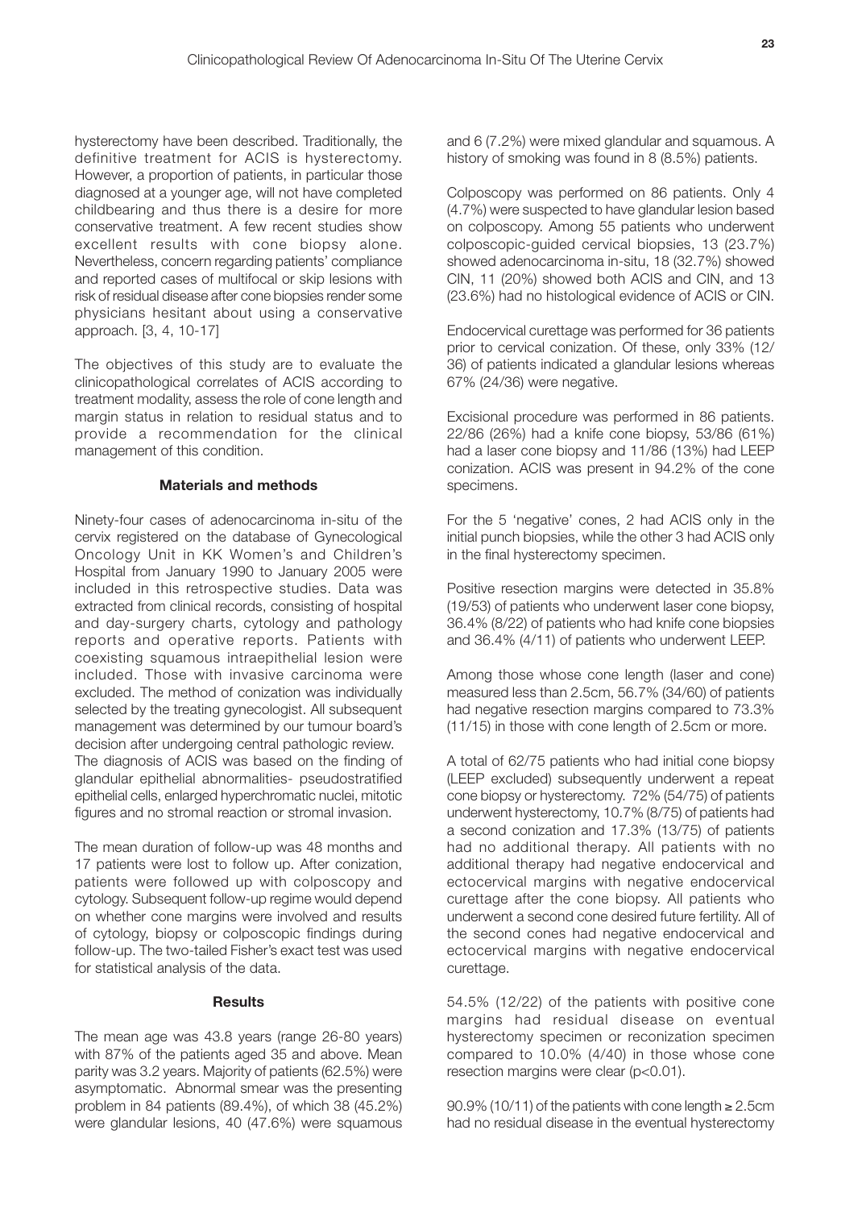hysterectomy have been described. Traditionally, the definitive treatment for ACIS is hysterectomy. However, a proportion of patients, in particular those diagnosed at a younger age, will not have completed childbearing and thus there is a desire for more conservative treatment. A few recent studies show excellent results with cone biopsy alone. Nevertheless, concern regarding patients' compliance and reported cases of multifocal or skip lesions with risk of residual disease after cone biopsies render some physicians hesitant about using a conservative approach. [3, 4, 10-17]

The objectives of this study are to evaluate the clinicopathological correlates of ACIS according to treatment modality, assess the role of cone length and margin status in relation to residual status and to provide a recommendation for the clinical management of this condition.

## Materials and methods

Ninety-four cases of adenocarcinoma in-situ of the cervix registered on the database of Gynecological Oncology Unit in KK Women's and Children's Hospital from January 1990 to January 2005 were included in this retrospective studies. Data was extracted from clinical records, consisting of hospital and day-surgery charts, cytology and pathology reports and operative reports. Patients with coexisting squamous intraepithelial lesion were included. Those with invasive carcinoma were excluded. The method of conization was individually selected by the treating gynecologist. All subsequent management was determined by our tumour board's decision after undergoing central pathologic review. The diagnosis of ACIS was based on the finding of glandular epithelial abnormalities- pseudostratified epithelial cells, enlarged hyperchromatic nuclei, mitotic figures and no stromal reaction or stromal invasion.

The mean duration of follow-up was 48 months and 17 patients were lost to follow up. After conization, patients were followed up with colposcopy and cytology. Subsequent follow-up regime would depend on whether cone margins were involved and results of cytology, biopsy or colposcopic findings during follow-up. The two-tailed Fisher's exact test was used for statistical analysis of the data.

## Results

The mean age was 43.8 years (range 26-80 years) with 87% of the patients aged 35 and above. Mean parity was 3.2 years. Majority of patients (62.5%) were asymptomatic. Abnormal smear was the presenting problem in 84 patients (89.4%), of which 38 (45.2%) were glandular lesions, 40 (47.6%) were squamous and 6 (7.2%) were mixed glandular and squamous. A history of smoking was found in 8 (8.5%) patients.

Colposcopy was performed on 86 patients. Only 4 (4.7%) were suspected to have glandular lesion based on colposcopy. Among 55 patients who underwent colposcopic-guided cervical biopsies, 13 (23.7%) showed adenocarcinoma in-situ, 18 (32.7%) showed CIN, 11 (20%) showed both ACIS and CIN, and 13 (23.6%) had no histological evidence of ACIS or CIN.

Endocervical curettage was performed for 36 patients prior to cervical conization. Of these, only 33% (12/36) of patients indicated a glandular lesions whereas 67% (24/36) were negative.

Excisional procedure was performed in 86 patients. 22/86 (26%) had a knife cone biopsy, 53/86 (61%) had a laser cone biopsy and 11/86 (13%) had LEEP conization. ACIS was present in 94.2% of the cone specimens.

For the 5 'negative' cones, 2 had ACIS only in the initial punch biopsies, while the other 3 had ACIS only in the final hysterectomy specimen.

Positive resection margins were detected in 35.8% (19/53) of patients who underwent laser cone biopsy, 36.4% (8/22) of patients who had knife cone biopsies and 36.4% (4/11) of patients who underwent LEEP.

Among those whose cone length (laser and cone) measured less than 2.5cm, 56.7% (34/60) of patients had negative resection margins compared to 73.3% (11/15) in those with cone length of 2.5cm or more.

A total of 62/75 patients who had initial cone biopsy (LEEP excluded) subsequently underwent a repeat cone biopsy or hysterectomy. 72% (54/75) of patients underwent hysterectomy, 10.7% (8/75) of patients had a second conization and 17.3% (13/75) of patients had no additional therapy. All patients with no additional therapy had negative endocervical and ectocervical margins with negative endocervical curettage after the cone biopsy. All patients who underwent a second cone desired future fertility. All of the second cones had negative endocervical and ectocervical margins with negative endocervical curettage.

54.5% (12/22) of the patients with positive cone margins had residual disease on eventual hysterectomy specimen or reconization specimen compared to 10.0% (4/40) in those whose cone resection margins were clear ($p<0.01$).

90.9% (10/11) of the patients with cone length ≥ 2.5cm had no residual disease in the eventual hysterectomy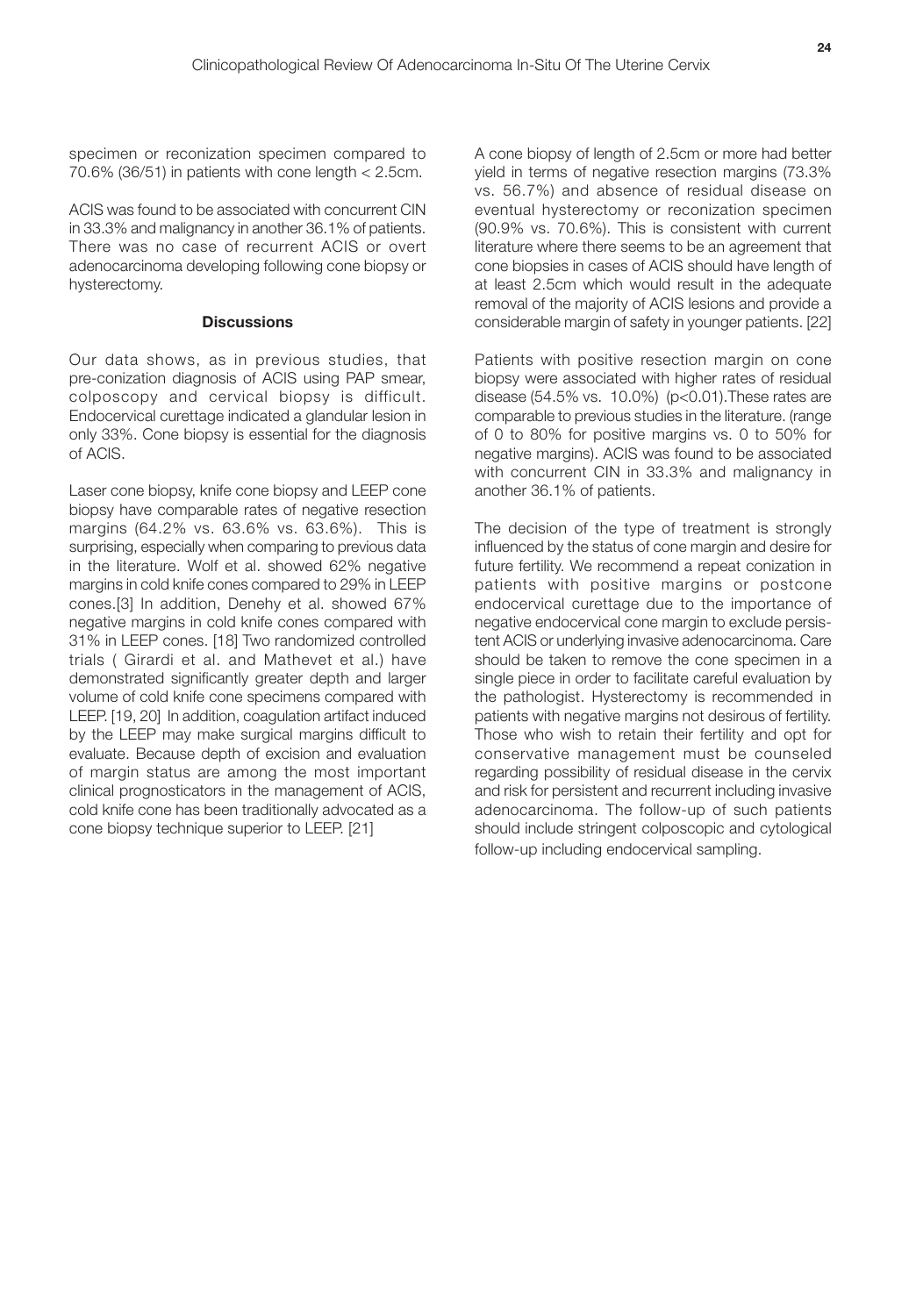specimen or reconization specimen compared to 70.6% (36/51) in patients with cone length < 2.5cm.

ACIS was found to be associated with concurrent CIN in 33.3% and malignancy in another 36.1% of patients. There was no case of recurrent ACIS or overt adenocarcinoma developing following cone biopsy or hysterectomy.

## Discussions

Our data shows, as in previous studies, that pre-conization diagnosis of ACIS using PAP smear, colposcopy and cervical biopsy is difficult. Endocervical curettage indicated a glandular lesion in only 33%. Cone biopsy is essential for the diagnosis of ACIS.

Laser cone biopsy, knife cone biopsy and LEEP cone biopsy have comparable rates of negative resection margins (64.2% vs. 63.6% vs. 63.6%). This is surprising, especially when comparing to previous data in the literature. Wolf et al. showed 62% negative margins in cold knife cones compared to 29% in LEEP cones.[3] In addition, Denehy et al. showed 67% negative margins in cold knife cones compared with 31% in LEEP cones. [18] Two randomized controlled trials ( Girardi et al. and Mathevet et al.) have demonstrated significantly greater depth and larger volume of cold knife cone specimens compared with LEEP. [19, 20] In addition, coagulation artifact induced by the LEEP may make surgical margins difficult to evaluate. Because depth of excision and evaluation of margin status are among the most important clinical prognosticators in the management of ACIS, cold knife cone has been traditionally advocated as a cone biopsy technique superior to LEEP. [21]

A cone biopsy of length of 2.5cm or more had better yield in terms of negative resection margins (73.3% vs. 56.7%) and absence of residual disease on eventual hysterectomy or reconization specimen (90.9% vs. 70.6%). This is consistent with current literature where there seems to be an agreement that cone biopsies in cases of ACIS should have length of at least 2.5cm which would result in the adequate removal of the majority of ACIS lesions and provide a considerable margin of safety in younger patients. [22]

Patients with positive resection margin on cone biopsy were associated with higher rates of residual disease (54.5% vs. 10.0%) ($p<0.01$).These rates are comparable to previous studies in the literature. (range of 0 to 80% for positive margins vs. 0 to 50% for negative margins). ACIS was found to be associated with concurrent CIN in 33.3% and malignancy in another 36.1% of patients.

The decision of the type of treatment is strongly influenced by the status of cone margin and desire for future fertility. We recommend a repeat conization in patients with positive margins or postcone endocervical curettage due to the importance of negative endocervical cone margin to exclude persistent ACIS or underlying invasive adenocarcinoma. Care should be taken to remove the cone specimen in a single piece in order to facilitate careful evaluation by the pathologist. Hysterectomy is recommended in patients with negative margins not desirous of fertility. Those who wish to retain their fertility and opt for conservative management must be counseled regarding possibility of residual disease in the cervix and risk for persistent and recurrent including invasive adenocarcinoma. The follow-up of such patients should include stringent colposcopic and cytological follow-up including endocervical sampling.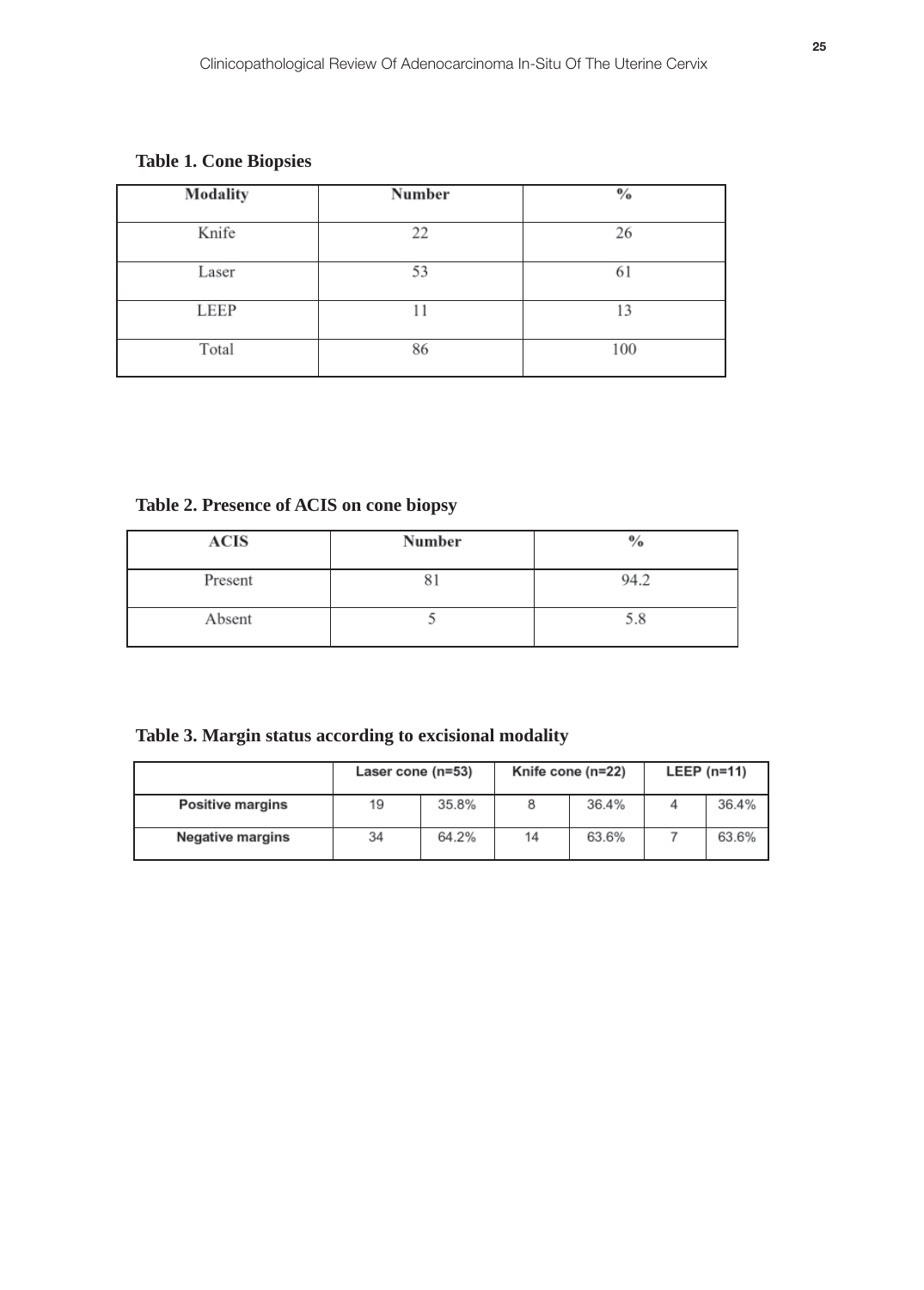**Table 1. Cone Biopsies**

| Modality | Number | % |
|---|---|---|
| Knife | 22 | 26 |
| Laser | 53 | 61 |
| LEEP | 11 | 13 |
| Total | 86 | 100 |

**Table 2. Presence of ACIS on cone biopsy**

| ACIS | Number | % |
|---|---|---|
| Present | 81 | 94.2 |
| Absent | 5 | 5.8 |

**Table 3. Margin status according to excisional modality**

| | Laser cone (n=53) | | Knife cone (n=22) | | LEEP (n=11) | |
|---|---|---|---|---|---|---|
| **Positive margins** | 19 | 35.8% | 8 | 36.4% | 4 | 36.4% |
| **Negative margins** | 34 | 64.2% | 14 | 63.6% | 7 | 63.6% |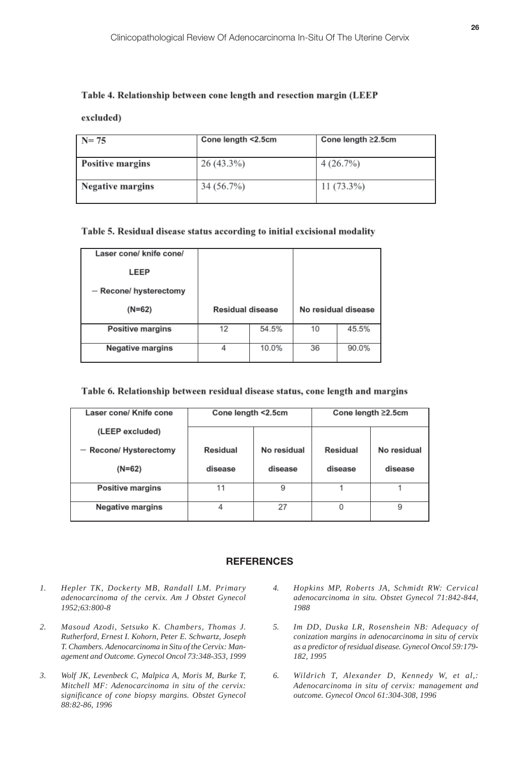**Table 4. Relationship between cone length and resection margin (LEEP excluded)**

| N= 75 | Cone length <2.5cm | Cone length ≥2.5cm |
|---|---|---|
| **Positive margins** | 26 (43.3%) | 4 (26.7%) |
| **Negative margins** | 34 (56.7%) | 11 (73.3%) |

**Table 5. Residual disease status according to initial excisional modality**

| Laser cone/ knife cone/ LEEP – Recone/ hysterectomy (N=62) | Residual disease | | No residual disease | |
|---|---|---|---|---|
| Positive margins | 12 | 54.5% | 10 | 45.5% |
| Negative margins | 4 | 10.0% | 36 | 90.0% |

**Table 6. Relationship between residual disease status, cone length and margins**

| Laser cone/ Knife cone (LEEP excluded) – Recone/ Hysterectomy (N=62) | Cone length <2.5cm | | Cone length ≥2.5cm | |
|---|---|---|---|---|
| | Residual disease | No residual disease | Residual disease | No residual disease |
| Positive margins | 11 | 9 | 1 | 1 |
| Negative margins | 4 | 27 | 0 | 9 |

## REFERENCES

1. *Hepler TK, Dockerty MB, Randall LM. Primary adenocarcinoma of the cervix. Am J Obstet Gynecol 1952;63:800-8*
2. *Masoud Azodi, Setsuko K. Chambers, Thomas J. Rutherford, Ernest I. Kohorn, Peter E. Schwartz, Joseph T. Chambers. Adenocarcinoma in Situ of the Cervix: Management and Outcome. Gynecol Oncol 73:348-353, 1999*
3. *Wolf JK, Levenbeck C, Malpica A, Moris M, Burke T, Mitchell MF: Adenocarcinoma in situ of the cervix: significance of cone biopsy margins. Obstet Gynecol 88:82-86, 1996*
4. *Hopkins MP, Roberts JA, Schmidt RW: Cervical adenocarcinoma in situ. Obstet Gynecol 71:842-844, 1988*
5. *Im DD, Duska LR, Rosenshein NB: Adequacy of conization margins in adenocarcinoma in situ of cervix as a predictor of residual disease. Gynecol Oncol 59:179-182, 1995*
6. *Wildrich T, Alexander D, Kennedy W, et al,: Adenocarcinoma in situ of cervix: management and outcome. Gynecol Oncol 61:304-308, 1996*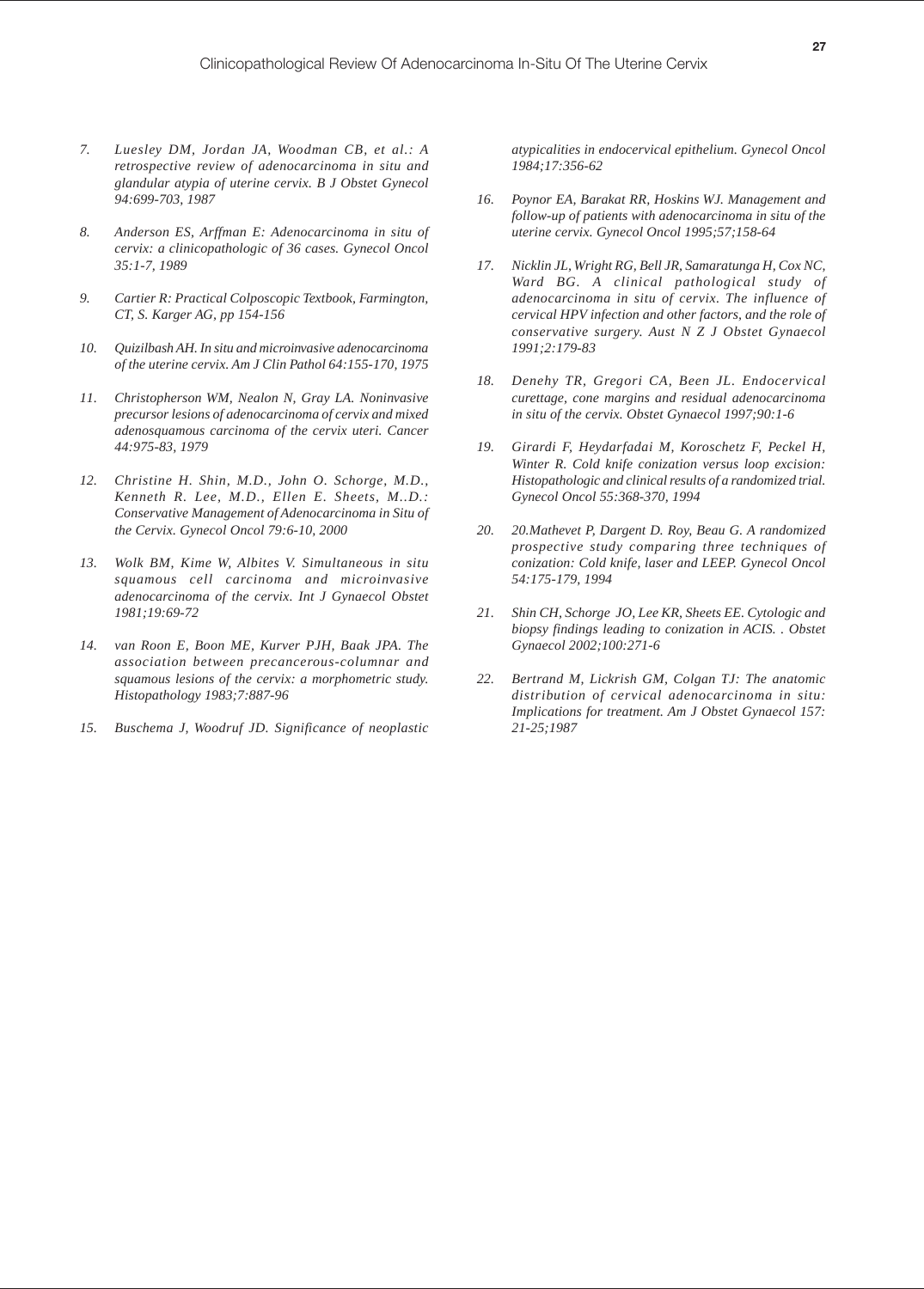7. *Luesley DM, Jordan JA, Woodman CB, et al.: A retrospective review of adenocarcinoma in situ and glandular atypia of uterine cervix. B J Obstet Gynecol 94:699-703, 1987*

8. *Anderson ES, Arffman E: Adenocarcinoma in situ of cervix: a clinicopathologic of 36 cases. Gynecol Oncol 35:1-7, 1989*

9. *Cartier R: Practical Colposcopic Textbook, Farmington, CT, S. Karger AG, pp 154-156*

10. *Quizilbash AH. In situ and microinvasive adenocarcinoma of the uterine cervix. Am J Clin Pathol 64:155-170, 1975*

11. *Christopherson WM, Nealon N, Gray LA. Noninvasive precursor lesions of adenocarcinoma of cervix and mixed adenosquamous carcinoma of the cervix uteri. Cancer 44:975-83, 1979*

12. *Christine H. Shin, M.D., John O. Schorge, M.D., Kenneth R. Lee, M.D., Ellen E. Sheets, M..D.: Conservative Management of Adenocarcinoma in Situ of the Cervix. Gynecol Oncol 79:6-10, 2000*

13. *Wolk BM, Kime W, Albites V. Simultaneous in situ squamous cell carcinoma and microinvasive adenocarcinoma of the cervix. Int J Gynaecol Obstet 1981;19:69-72*

14. *van Roon E, Boon ME, Kurver PJH, Baak JPA. The association between precancerous-columnar and squamous lesions of the cervix: a morphometric study. Histopathology 1983;7:887-96*

15. *Buschema J, Woodruf JD. Significance of neoplastic atypicalities in endocervical epithelium. Gynecol Oncol 1984;17:356-62*

16. *Poynor EA, Barakat RR, Hoskins WJ. Management and follow-up of patients with adenocarcinoma in situ of the uterine cervix. Gynecol Oncol 1995;57;158-64*

17. *Nicklin JL, Wright RG, Bell JR, Samaratunga H, Cox NC, Ward BG. A clinical pathological study of adenocarcinoma in situ of cervix. The influence of cervical HPV infection and other factors, and the role of conservative surgery. Aust N Z J Obstet Gynaecol 1991;2:179-83*

18. *Denehy TR, Gregori CA, Been JL. Endocervical curettage, cone margins and residual adenocarcinoma in situ of the cervix. Obstet Gynaecol 1997;90:1-6*

19. *Girardi F, Heydarfadai M, Koroschetz F, Peckel H, Winter R. Cold knife conization versus loop excision: Histopathologic and clinical results of a randomized trial. Gynecol Oncol 55:368-370, 1994*

20. *20.Mathevet P, Dargent D. Roy, Beau G. A randomized prospective study comparing three techniques of conization: Cold knife, laser and LEEP. Gynecol Oncol 54:175-179, 1994*

21. *Shin CH, Schorge JO, Lee KR, Sheets EE. Cytologic and biopsy findings leading to conization in ACIS. . Obstet Gynaecol 2002;100:271-6*

22. *Bertrand M, Lickrish GM, Colgan TJ: The anatomic distribution of cervical adenocarcinoma in situ: Implications for treatment. Am J Obstet Gynaecol 157: 21-25;1987*